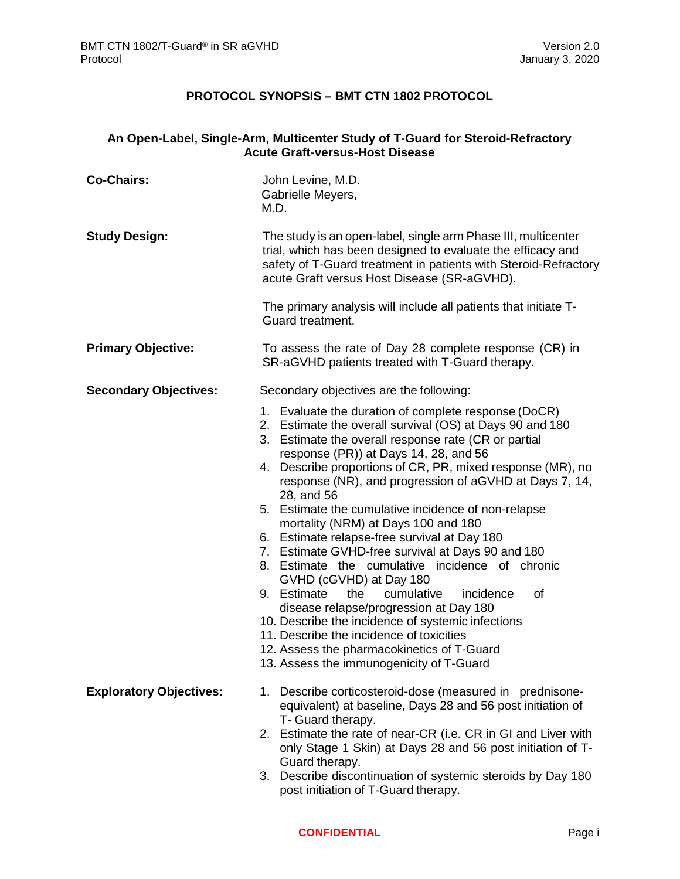## PROTOCOL SYNOPSIS – BMT CTN 1802 PROTOCOL

### An Open-Label, Single-Arm, Multicenter Study of T-Guard for Steroid-Refractory Acute Graft-versus-Host Disease

**Co-Chairs:** John Levine, M.D.
Gabrielle Meyers, M.D.

**Study Design:** The study is an open-label, single arm Phase III, multicenter trial, which has been designed to evaluate the efficacy and safety of T-Guard treatment in patients with Steroid-Refractory acute Graft versus Host Disease (SR-aGVHD).

The primary analysis will include all patients that initiate T-Guard treatment.

**Primary Objective:** To assess the rate of Day 28 complete response (CR) in SR-aGVHD patients treated with T-Guard therapy.

**Secondary Objectives:** Secondary objectives are the following:

1. Evaluate the duration of complete response (DoCR)
2. Estimate the overall survival (OS) at Days 90 and 180
3. Estimate the overall response rate (CR or partial response (PR)) at Days 14, 28, and 56
4. Describe proportions of CR, PR, mixed response (MR), no response (NR), and progression of aGVHD at Days 7, 14, 28, and 56
5. Estimate the cumulative incidence of non-relapse mortality (NRM) at Days 100 and 180
6. Estimate relapse-free survival at Day 180
7. Estimate GVHD-free survival at Days 90 and 180
8. Estimate the cumulative incidence of chronic GVHD (cGVHD) at Day 180
9. Estimate the cumulative incidence of disease relapse/progression at Day 180
10. Describe the incidence of systemic infections
11. Describe the incidence of toxicities
12. Assess the pharmacokinetics of T-Guard
13. Assess the immunogenicity of T-Guard

**Exploratory Objectives:**

1. Describe corticosteroid-dose (measured in prednisone-equivalent) at baseline, Days 28 and 56 post initiation of T- Guard therapy.
2. Estimate the rate of near-CR (i.e. CR in GI and Liver with only Stage 1 Skin) at Days 28 and 56 post initiation of T-Guard therapy.
3. Describe discontinuation of systemic steroids by Day 180 post initiation of T-Guard therapy.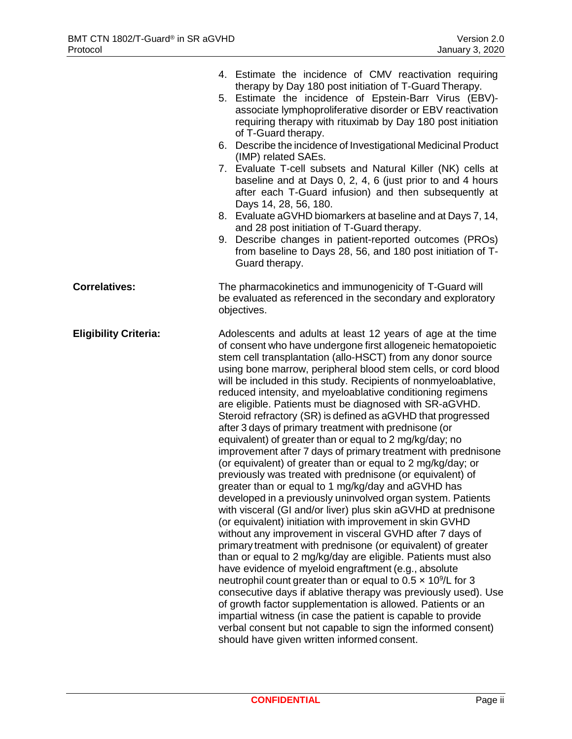4. Estimate the incidence of CMV reactivation requiring therapy by Day 180 post initiation of T-Guard Therapy.
5. Estimate the incidence of Epstein-Barr Virus (EBV)-associate lymphoproliferative disorder or EBV reactivation requiring therapy with rituximab by Day 180 post initiation of T-Guard therapy.
6. Describe the incidence of Investigational Medicinal Product (IMP) related SAEs.
7. Evaluate T-cell subsets and Natural Killer (NK) cells at baseline and at Days 0, 2, 4, 6 (just prior to and 4 hours after each T-Guard infusion) and then subsequently at Days 14, 28, 56, 180.
8. Evaluate aGVHD biomarkers at baseline and at Days 7, 14, and 28 post initiation of T-Guard therapy.
9. Describe changes in patient-reported outcomes (PROs) from baseline to Days 28, 56, and 180 post initiation of T-Guard therapy.

**Correlatives:**

The pharmacokinetics and immunogenicity of T-Guard will be evaluated as referenced in the secondary and exploratory objectives.

**Eligibility Criteria:**

Adolescents and adults at least 12 years of age at the time of consent who have undergone first allogeneic hematopoietic stem cell transplantation (allo-HSCT) from any donor source using bone marrow, peripheral blood stem cells, or cord blood will be included in this study. Recipients of nonmyeloablative, reduced intensity, and myeloablative conditioning regimens are eligible. Patients must be diagnosed with SR-aGVHD. Steroid refractory (SR) is defined as aGVHD that progressed after 3 days of primary treatment with prednisone (or equivalent) of greater than or equal to 2 mg/kg/day; no improvement after 7 days of primary treatment with prednisone (or equivalent) of greater than or equal to 2 mg/kg/day; or previously was treated with prednisone (or equivalent) of greater than or equal to 1 mg/kg/day and aGVHD has developed in a previously uninvolved organ system. Patients with visceral (GI and/or liver) plus skin aGVHD at prednisone (or equivalent) initiation with improvement in skin GVHD without any improvement in visceral GVHD after 7 days of primary treatment with prednisone (or equivalent) of greater than or equal to 2 mg/kg/day are eligible. Patients must also have evidence of myeloid engraftment (e.g., absolute neutrophil count greater than or equal to $0.5 \times 10^9$/L for 3 consecutive days if ablative therapy was previously used). Use of growth factor supplementation is allowed. Patients or an impartial witness (in case the patient is capable to provide verbal consent but not capable to sign the informed consent) should have given written informed consent.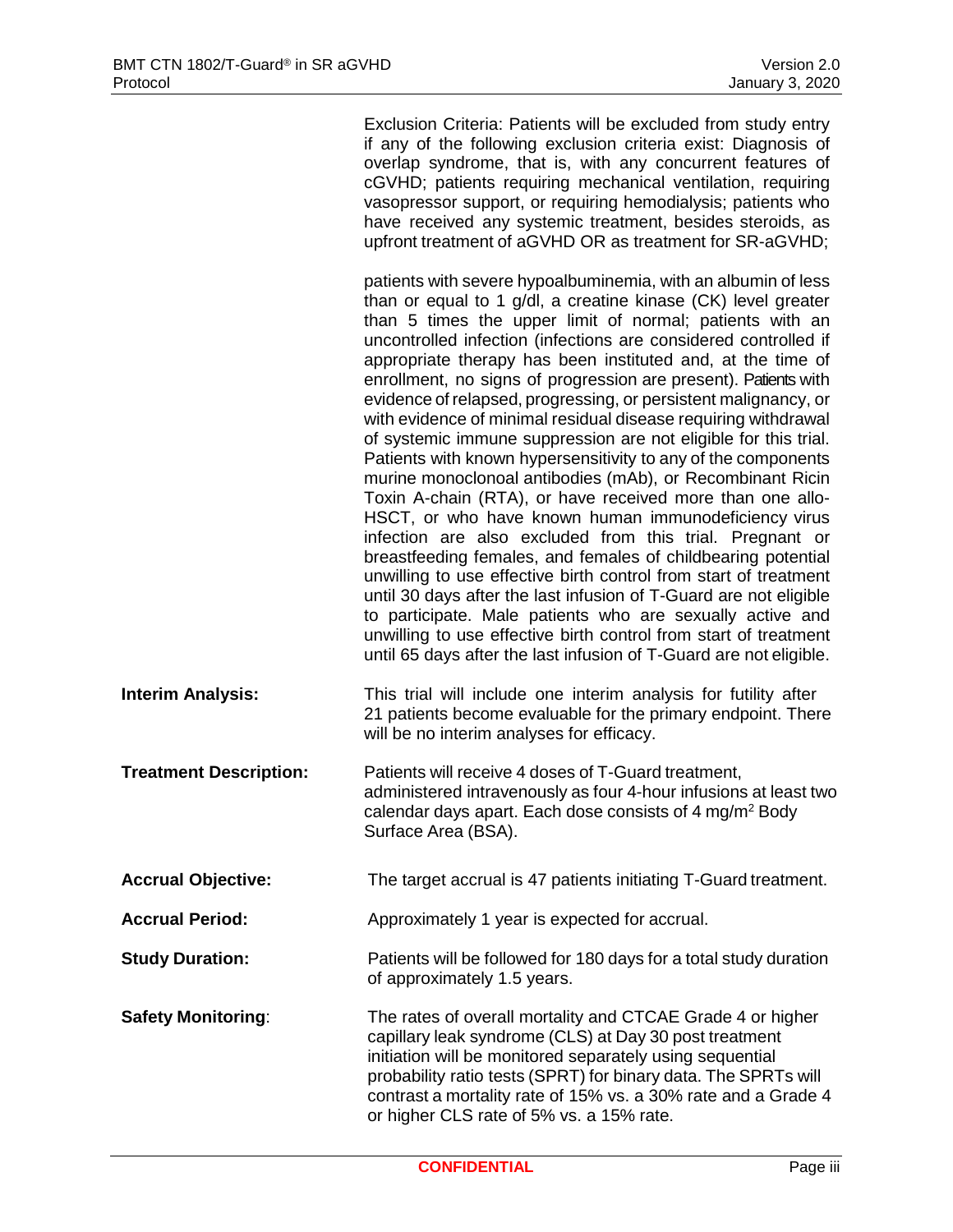Exclusion Criteria: Patients will be excluded from study entry if any of the following exclusion criteria exist: Diagnosis of overlap syndrome, that is, with any concurrent features of cGVHD; patients requiring mechanical ventilation, requiring vasopressor support, or requiring hemodialysis; patients who have received any systemic treatment, besides steroids, as upfront treatment of aGVHD OR as treatment for SR-aGVHD;

patients with severe hypoalbuminemia, with an albumin of less than or equal to 1 g/dl, a creatine kinase (CK) level greater than 5 times the upper limit of normal; patients with an uncontrolled infection (infections are considered controlled if appropriate therapy has been instituted and, at the time of enrollment, no signs of progression are present). Patients with evidence of relapsed, progressing, or persistent malignancy, or with evidence of minimal residual disease requiring withdrawal of systemic immune suppression are not eligible for this trial. Patients with known hypersensitivity to any of the components murine monoclonal antibodies (mAb), or Recombinant Ricin Toxin A-chain (RTA), or have received more than one allo-HSCT, or who have known human immunodeficiency virus infection are also excluded from this trial. Pregnant or breastfeeding females, and females of childbearing potential unwilling to use effective birth control from start of treatment until 30 days after the last infusion of T-Guard are not eligible to participate. Male patients who are sexually active and unwilling to use effective birth control from start of treatment until 65 days after the last infusion of T-Guard are not eligible.

**Interim Analysis:** This trial will include one interim analysis for futility after 21 patients become evaluable for the primary endpoint. There will be no interim analyses for efficacy.

**Treatment Description:** Patients will receive 4 doses of T-Guard treatment, administered intravenously as four 4-hour infusions at least two calendar days apart. Each dose consists of 4 $mg/m^2$ Body Surface Area (BSA).

**Accrual Objective:** The target accrual is 47 patients initiating T-Guard treatment.

**Accrual Period:** Approximately 1 year is expected for accrual.

**Study Duration:** Patients will be followed for 180 days for a total study duration of approximately 1.5 years.

**Safety Monitoring**: The rates of overall mortality and CTCAE Grade 4 or higher capillary leak syndrome (CLS) at Day 30 post treatment initiation will be monitored separately using sequential probability ratio tests (SPRT) for binary data. The SPRTs will contrast a mortality rate of 15% vs. a 30% rate and a Grade 4 or higher CLS rate of 5% vs. a 15% rate.